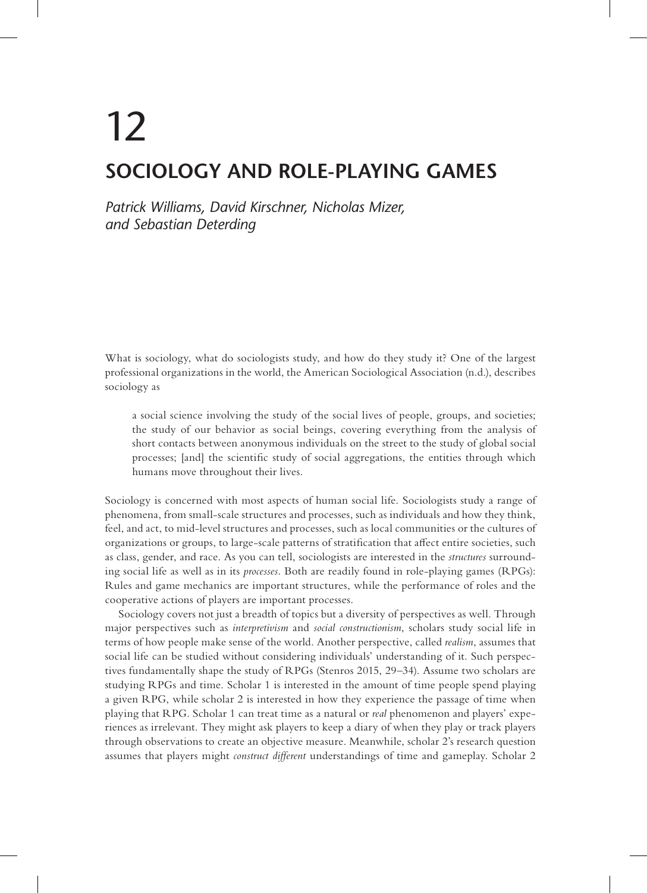# 12

# SOCIOLOGY AND ROLE-PLAYING GAMES

*Patrick Williams, David Kirschner, Nicholas Mizer, and Sebastian Deterding*

What is sociology, what do sociologists study, and how do they study it? One of the largest professional organizations in the world, the American Sociological Association (n.d.), describes sociology as

> a social science involving the study of the social lives of people, groups, and societies; the study of our behavior as social beings, covering everything from the analysis of short contacts between anonymous individuals on the street to the study of global social processes; [and] the scientific study of social aggregations, the entities through which humans move throughout their lives.

Sociology is concerned with most aspects of human social life. Sociologists study a range of phenomena, from small-scale structures and processes, such as individuals and how they think, feel, and act, to mid-level structures and processes, such as local communities or the cultures of organizations or groups, to large-scale patterns of stratification that affect entire societies, such as class, gender, and race. As you can tell, sociologists are interested in the *structures* surrounding social life as well as in its *processes*. Both are readily found in role-playing games (RPGs): Rules and game mechanics are important structures, while the performance of roles and the cooperative actions of players are important processes.

Sociology covers not just a breadth of topics but a diversity of perspectives as well. Through major perspectives such as *interpretivism* and *social constructionism*, scholars study social life in terms of how people make sense of the world. Another perspective, called *realism*, assumes that social life can be studied without considering individuals' understanding of it. Such perspectives fundamentally shape the study of RPGs (Stenros 2015, 29–34). Assume two scholars are studying RPGs and time. Scholar 1 is interested in the amount of time people spend playing a given RPG, while scholar 2 is interested in how they experience the passage of time when playing that RPG. Scholar 1 can treat time as a natural or *real* phenomenon and players' experiences as irrelevant. They might ask players to keep a diary of when they play or track players through observations to create an objective measure. Meanwhile, scholar 2's research question assumes that players might *construct different* understandings of time and gameplay. Scholar 2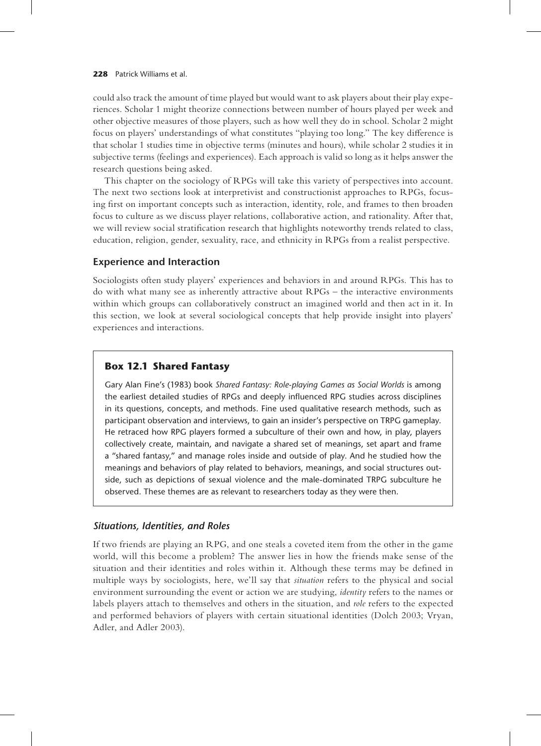could also track the amount of time played but would want to ask players about their play experiences. Scholar 1 might theorize connections between number of hours played per week and other objective measures of those players, such as how well they do in school. Scholar 2 might focus on players' understandings of what constitutes "playing too long." The key difference is that scholar 1 studies time in objective terms (minutes and hours), while scholar 2 studies it in subjective terms (feelings and experiences). Each approach is valid so long as it helps answer the research questions being asked.

This chapter on the sociology of RPGs will take this variety of perspectives into account. The next two sections look at interpretivist and constructionist approaches to RPGs, focusing first on important concepts such as interaction, identity, role, and frames to then broaden focus to culture as we discuss player relations, collaborative action, and rationality. After that, we will review social stratification research that highlights noteworthy trends related to class, education, religion, gender, sexuality, race, and ethnicity in RPGs from a realist perspective.

## Experience and Interaction

Sociologists often study players' experiences and behaviors in and around RPGs. This has to do with what many see as inherently attractive about RPGs – the interactive environments within which groups can collaboratively construct an imagined world and then act in it. In this section, we look at several sociological concepts that help provide insight into players' experiences and interactions.

> **Box 12.1 Shared Fantasy**
>
> Gary Alan Fine's (1983) book *Shared Fantasy: Role-playing Games as Social Worlds* is among the earliest detailed studies of RPGs and deeply influenced RPG studies across disciplines in its questions, concepts, and methods. Fine used qualitative research methods, such as participant observation and interviews, to gain an insider's perspective on TRPG gameplay. He retraced how RPG players formed a subculture of their own and how, in play, players collectively create, maintain, and navigate a shared set of meanings, set apart and frame a "shared fantasy," and manage roles inside and outside of play. And he studied how the meanings and behaviors of play related to behaviors, meanings, and social structures outside, such as depictions of sexual violence and the male-dominated TRPG subculture he observed. These themes are as relevant to researchers today as they were then.

### *Situations, Identities, and Roles*

If two friends are playing an RPG, and one steals a coveted item from the other in the game world, will this become a problem? The answer lies in how the friends make sense of the situation and their identities and roles within it. Although these terms may be defined in multiple ways by sociologists, here, we'll say that *situation* refers to the physical and social environment surrounding the event or action we are studying, *identity* refers to the names or labels players attach to themselves and others in the situation, and *role* refers to the expected and performed behaviors of players with certain situational identities (Dolch 2003; Vryan, Adler, and Adler 2003).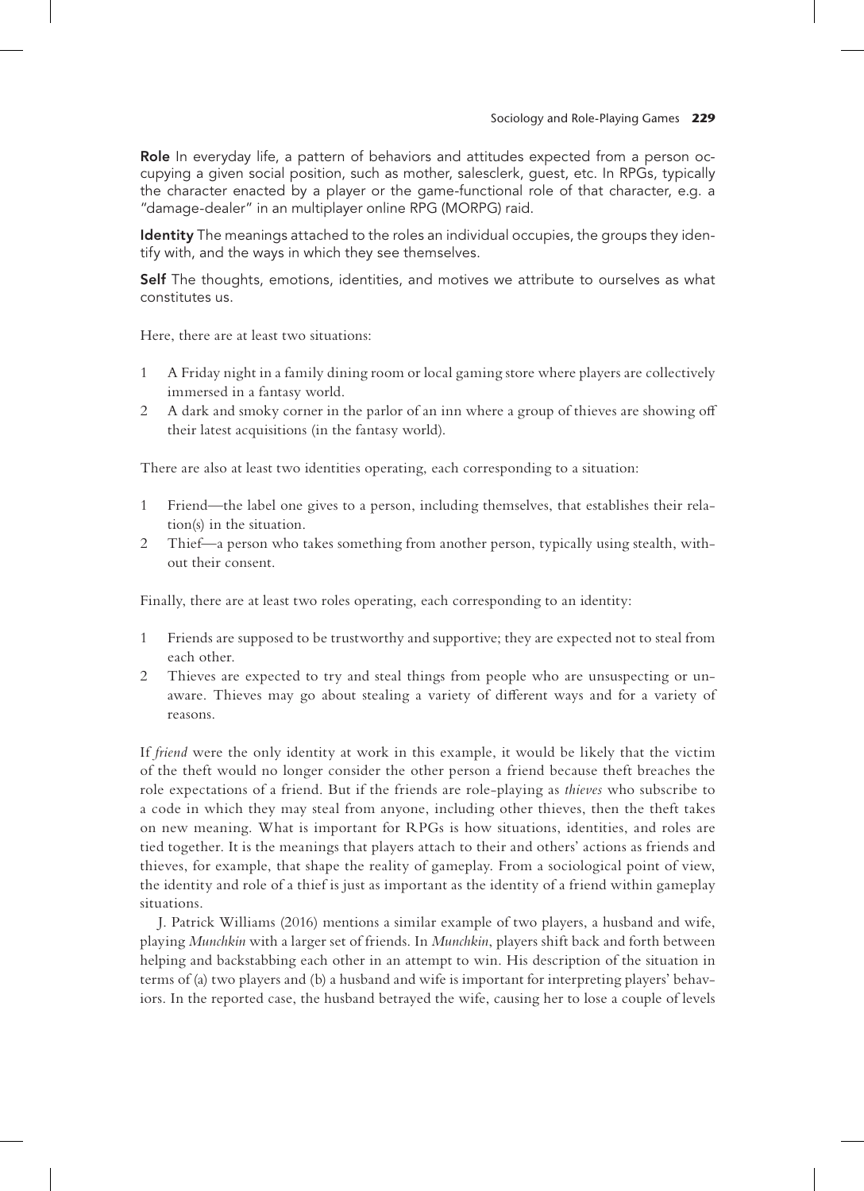**Role** In everyday life, a pattern of behaviors and attitudes expected from a person occupying a given social position, such as mother, salesclerk, guest, etc. In RPGs, typically the character enacted by a player or the game-functional role of that character, e.g. a "damage-dealer" in an multiplayer online RPG (MORPG) raid.

**Identity** The meanings attached to the roles an individual occupies, the groups they identify with, and the ways in which they see themselves.

**Self** The thoughts, emotions, identities, and motives we attribute to ourselves as what constitutes us.

Here, there are at least two situations:

1. A Friday night in a family dining room or local gaming store where players are collectively immersed in a fantasy world.
2. A dark and smoky corner in the parlor of an inn where a group of thieves are showing off their latest acquisitions (in the fantasy world).

There are also at least two identities operating, each corresponding to a situation:

1. Friend—the label one gives to a person, including themselves, that establishes their relation(s) in the situation.
2. Thief—a person who takes something from another person, typically using stealth, without their consent.

Finally, there are at least two roles operating, each corresponding to an identity:

1. Friends are supposed to be trustworthy and supportive; they are expected not to steal from each other.
2. Thieves are expected to try and steal things from people who are unsuspecting or unaware. Thieves may go about stealing a variety of different ways and for a variety of reasons.

If *friend* were the only identity at work in this example, it would be likely that the victim of the theft would no longer consider the other person a friend because theft breaches the role expectations of a friend. But if the friends are role-playing as *thieves* who subscribe to a code in which they may steal from anyone, including other thieves, then the theft takes on new meaning. What is important for RPGs is how situations, identities, and roles are tied together. It is the meanings that players attach to their and others' actions as friends and thieves, for example, that shape the reality of gameplay. From a sociological point of view, the identity and role of a thief is just as important as the identity of a friend within gameplay situations.

J. Patrick Williams (2016) mentions a similar example of two players, a husband and wife, playing *Munchkin* with a larger set of friends. In *Munchkin*, players shift back and forth between helping and backstabbing each other in an attempt to win. His description of the situation in terms of (a) two players and (b) a husband and wife is important for interpreting players' behaviors. In the reported case, the husband betrayed the wife, causing her to lose a couple of levels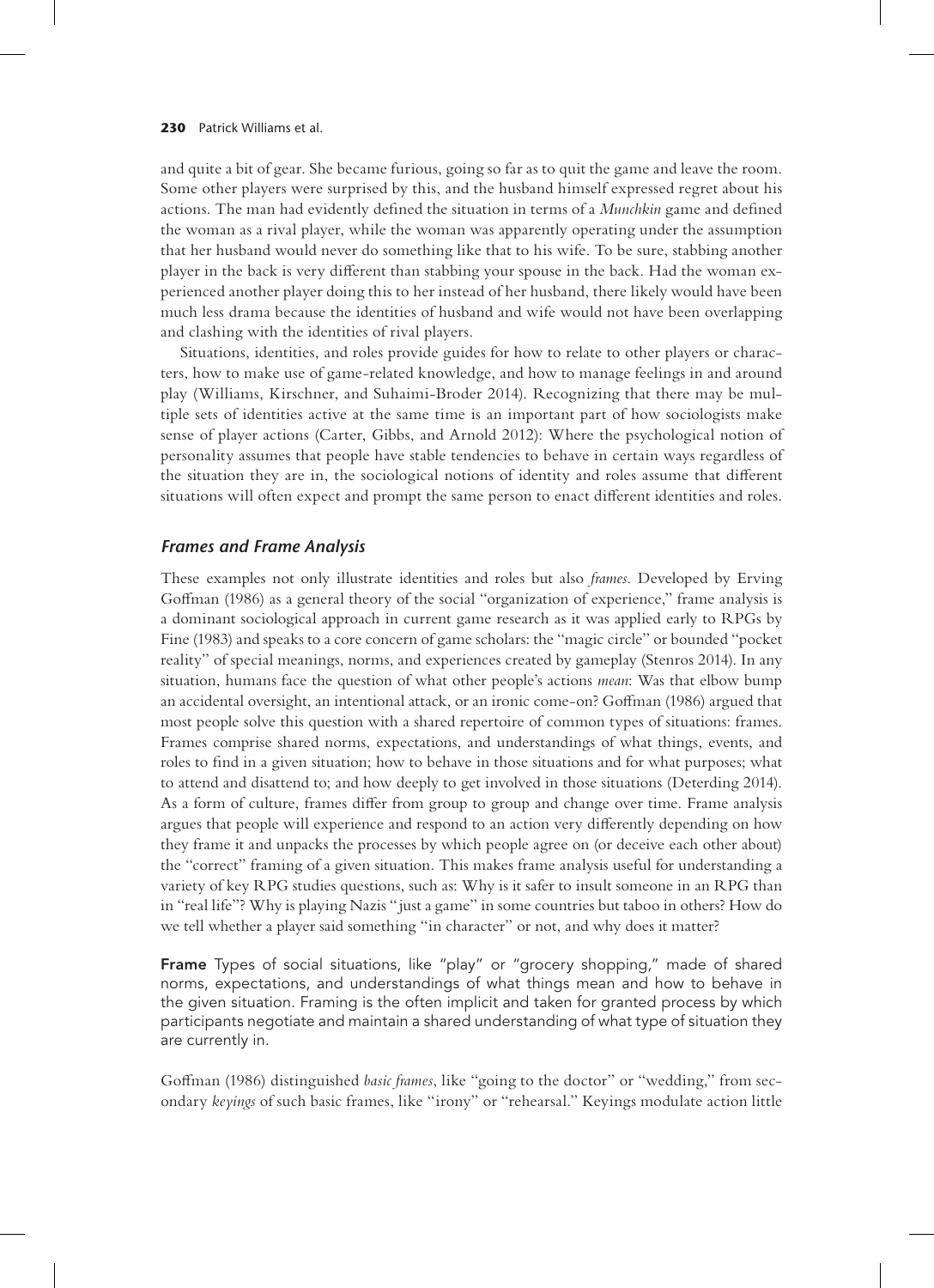and quite a bit of gear. She became furious, going so far as to quit the game and leave the room. Some other players were surprised by this, and the husband himself expressed regret about his actions. The man had evidently defined the situation in terms of a *Munchkin* game and defined the woman as a rival player, while the woman was apparently operating under the assumption that her husband would never do something like that to his wife. To be sure, stabbing another player in the back is very different than stabbing your spouse in the back. Had the woman experienced another player doing this to her instead of her husband, there likely would have been much less drama because the identities of husband and wife would not have been overlapping and clashing with the identities of rival players.

Situations, identities, and roles provide guides for how to relate to other players or characters, how to make use of game-related knowledge, and how to manage feelings in and around play (Williams, Kirschner, and Suhaimi-Broder 2014). Recognizing that there may be multiple sets of identities active at the same time is an important part of how sociologists make sense of player actions (Carter, Gibbs, and Arnold 2012): Where the psychological notion of personality assumes that people have stable tendencies to behave in certain ways regardless of the situation they are in, the sociological notions of identity and roles assume that different situations will often expect and prompt the same person to enact different identities and roles.

### *Frames and Frame Analysis*

These examples not only illustrate identities and roles but also *frames*. Developed by Erving Goffman (1986) as a general theory of the social "organization of experience," frame analysis is a dominant sociological approach in current game research as it was applied early to RPGs by Fine (1983) and speaks to a core concern of game scholars: the "magic circle" or bounded "pocket reality" of special meanings, norms, and experiences created by gameplay (Stenros 2014). In any situation, humans face the question of what other people's actions *mean*: Was that elbow bump an accidental oversight, an intentional attack, or an ironic come-on? Goffman (1986) argued that most people solve this question with a shared repertoire of common types of situations: frames. Frames comprise shared norms, expectations, and understandings of what things, events, and roles to find in a given situation; how to behave in those situations and for what purposes; what to attend and disattend to; and how deeply to get involved in those situations (Deterding 2014). As a form of culture, frames differ from group to group and change over time. Frame analysis argues that people will experience and respond to an action very differently depending on how they frame it and unpacks the processes by which people agree on (or deceive each other about) the "correct" framing of a given situation. This makes frame analysis useful for understanding a variety of key RPG studies questions, such as: Why is it safer to insult someone in an RPG than in "real life"? Why is playing Nazis "just a game" in some countries but taboo in others? How do we tell whether a player said something "in character" or not, and why does it matter?

**Frame** Types of social situations, like "play" or "grocery shopping," made of shared norms, expectations, and understandings of what things mean and how to behave in the given situation. Framing is the often implicit and taken for granted process by which participants negotiate and maintain a shared understanding of what type of situation they are currently in.

Goffman (1986) distinguished *basic frames*, like "going to the doctor" or "wedding," from secondary *keyings* of such basic frames, like "irony" or "rehearsal." Keyings modulate action little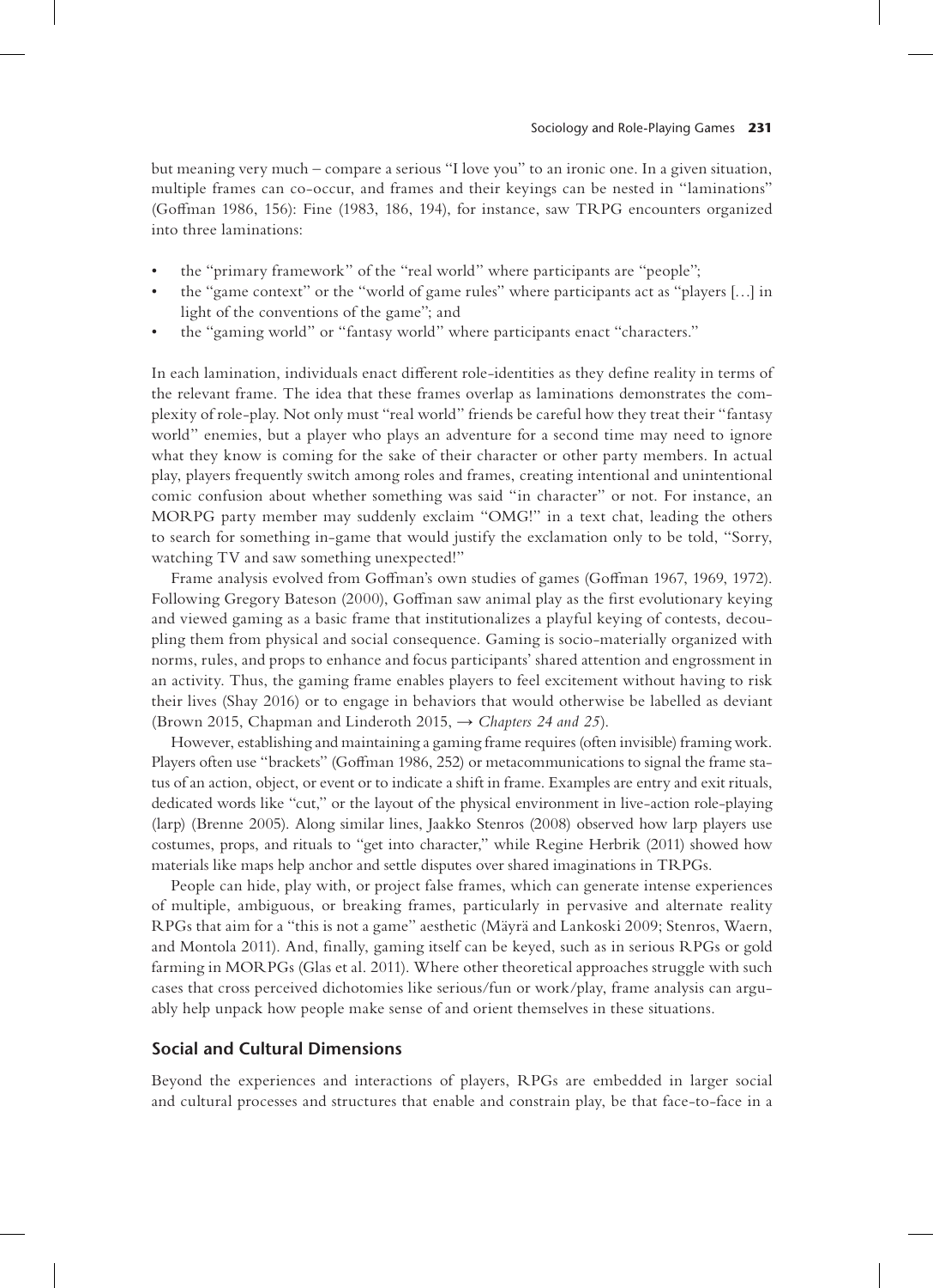but meaning very much – compare a serious "I love you" to an ironic one. In a given situation, multiple frames can co-occur, and frames and their keyings can be nested in "laminations" (Goffman 1986, 156): Fine (1983, 186, 194), for instance, saw TRPG encounters organized into three laminations:

- the "primary framework" of the "real world" where participants are "people";
- the "game context" or the "world of game rules" where participants act as "players […] in light of the conventions of the game"; and
- the "gaming world" or "fantasy world" where participants enact "characters."

In each lamination, individuals enact different role-identities as they define reality in terms of the relevant frame. The idea that these frames overlap as laminations demonstrates the complexity of role-play. Not only must "real world" friends be careful how they treat their "fantasy world" enemies, but a player who plays an adventure for a second time may need to ignore what they know is coming for the sake of their character or other party members. In actual play, players frequently switch among roles and frames, creating intentional and unintentional comic confusion about whether something was said "in character" or not. For instance, an MORPG party member may suddenly exclaim "OMG!" in a text chat, leading the others to search for something in-game that would justify the exclamation only to be told, "Sorry, watching TV and saw something unexpected!"

Frame analysis evolved from Goffman's own studies of games (Goffman 1967, 1969, 1972). Following Gregory Bateson (2000), Goffman saw animal play as the first evolutionary keying and viewed gaming as a basic frame that institutionalizes a playful keying of contests, decoupling them from physical and social consequence. Gaming is socio-materially organized with norms, rules, and props to enhance and focus participants' shared attention and engrossment in an activity. Thus, the gaming frame enables players to feel excitement without having to risk their lives (Shay 2016) or to engage in behaviors that would otherwise be labelled as deviant (Brown 2015, Chapman and Linderoth 2015, → *Chapters 24 and 25*).

However, establishing and maintaining a gaming frame requires (often invisible) framing work. Players often use "brackets" (Goffman 1986, 252) or metacommunications to signal the frame status of an action, object, or event or to indicate a shift in frame. Examples are entry and exit rituals, dedicated words like "cut," or the layout of the physical environment in live-action role-playing (larp) (Brenne 2005). Along similar lines, Jaakko Stenros (2008) observed how larp players use costumes, props, and rituals to "get into character," while Regine Herbrik (2011) showed how materials like maps help anchor and settle disputes over shared imaginations in TRPGs.

People can hide, play with, or project false frames, which can generate intense experiences of multiple, ambiguous, or breaking frames, particularly in pervasive and alternate reality RPGs that aim for a "this is not a game" aesthetic (Mäyrä and Lankoski 2009; Stenros, Waern, and Montola 2011). And, finally, gaming itself can be keyed, such as in serious RPGs or gold farming in MORPGs (Glas et al. 2011). Where other theoretical approaches struggle with such cases that cross perceived dichotomies like serious/fun or work/play, frame analysis can arguably help unpack how people make sense of and orient themselves in these situations.

## Social and Cultural Dimensions

Beyond the experiences and interactions of players, RPGs are embedded in larger social and cultural processes and structures that enable and constrain play, be that face-to-face in a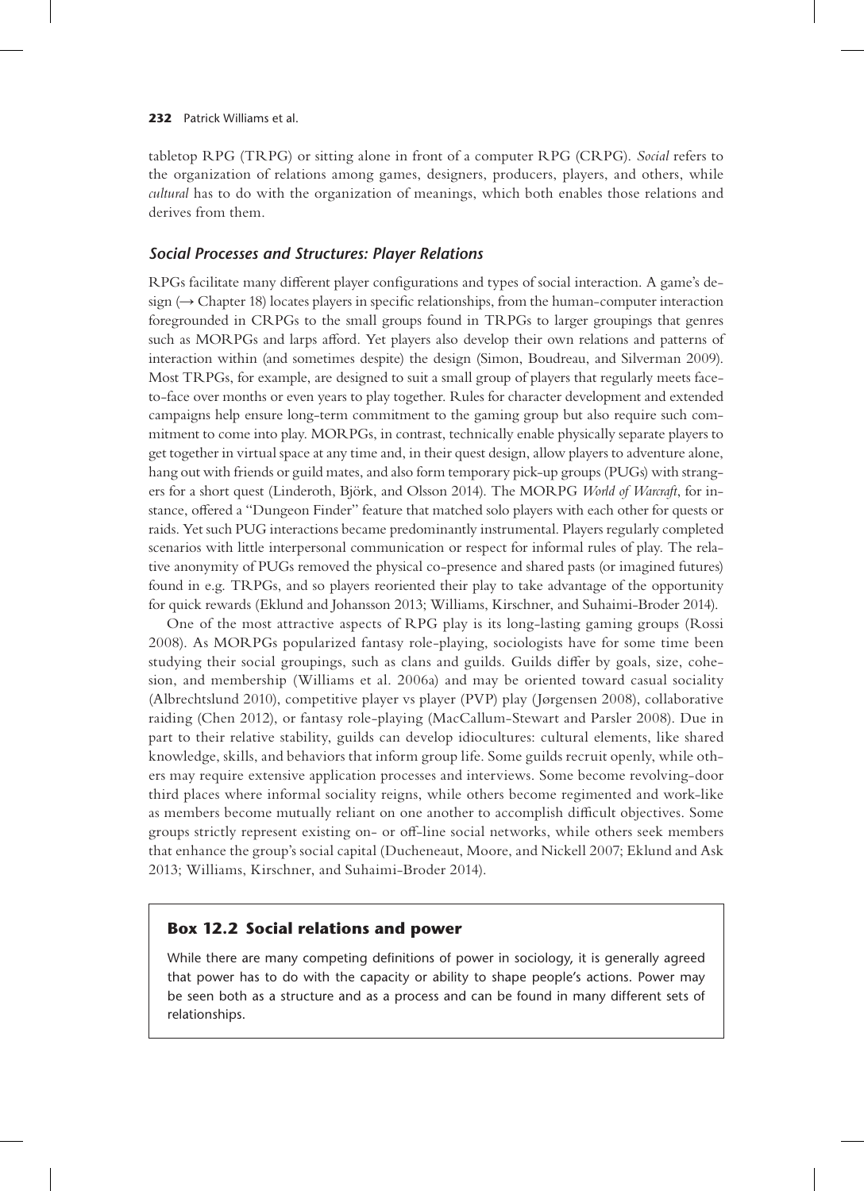tabletop RPG (TRPG) or sitting alone in front of a computer RPG (CRPG). *Social* refers to the organization of relations among games, designers, producers, players, and others, while *cultural* has to do with the organization of meanings, which both enables those relations and derives from them.

### *Social Processes and Structures: Player Relations*

RPGs facilitate many different player configurations and types of social interaction. A game's design (→ Chapter 18) locates players in specific relationships, from the human-computer interaction foregrounded in CRPGs to the small groups found in TRPGs to larger groupings that genres such as MORPGs and larps afford. Yet players also develop their own relations and patterns of interaction within (and sometimes despite) the design (Simon, Boudreau, and Silverman 2009). Most TRPGs, for example, are designed to suit a small group of players that regularly meets face-to-face over months or even years to play together. Rules for character development and extended campaigns help ensure long-term commitment to the gaming group but also require such commitment to come into play. MORPGs, in contrast, technically enable physically separate players to get together in virtual space at any time and, in their quest design, allow players to adventure alone, hang out with friends or guild mates, and also form temporary pick-up groups (PUGs) with strangers for a short quest (Linderoth, Björk, and Olsson 2014). The MORPG *World of Warcraft*, for instance, offered a "Dungeon Finder" feature that matched solo players with each other for quests or raids. Yet such PUG interactions became predominantly instrumental. Players regularly completed scenarios with little interpersonal communication or respect for informal rules of play. The relative anonymity of PUGs removed the physical co-presence and shared pasts (or imagined futures) found in e.g. TRPGs, and so players reoriented their play to take advantage of the opportunity for quick rewards (Eklund and Johansson 2013; Williams, Kirschner, and Suhaimi-Broder 2014).

One of the most attractive aspects of RPG play is its long-lasting gaming groups (Rossi 2008). As MORPGs popularized fantasy role-playing, sociologists have for some time been studying their social groupings, such as clans and guilds. Guilds differ by goals, size, cohesion, and membership (Williams et al. 2006a) and may be oriented toward casual sociality (Albrechtslund 2010), competitive player vs player (PVP) play (Jørgensen 2008), collaborative raiding (Chen 2012), or fantasy role-playing (MacCallum-Stewart and Parsler 2008). Due in part to their relative stability, guilds can develop idiocultures: cultural elements, like shared knowledge, skills, and behaviors that inform group life. Some guilds recruit openly, while others may require extensive application processes and interviews. Some become revolving-door third places where informal sociality reigns, while others become regimented and work-like as members become mutually reliant on one another to accomplish difficult objectives. Some groups strictly represent existing on- or off-line social networks, while others seek members that enhance the group's social capital (Ducheneaut, Moore, and Nickell 2007; Eklund and Ask 2013; Williams, Kirschner, and Suhaimi-Broder 2014).

> **Box 12.2 Social relations and power**
>
> While there are many competing definitions of power in sociology, it is generally agreed that power has to do with the capacity or ability to shape people's actions. Power may be seen both as a structure and as a process and can be found in many different sets of relationships.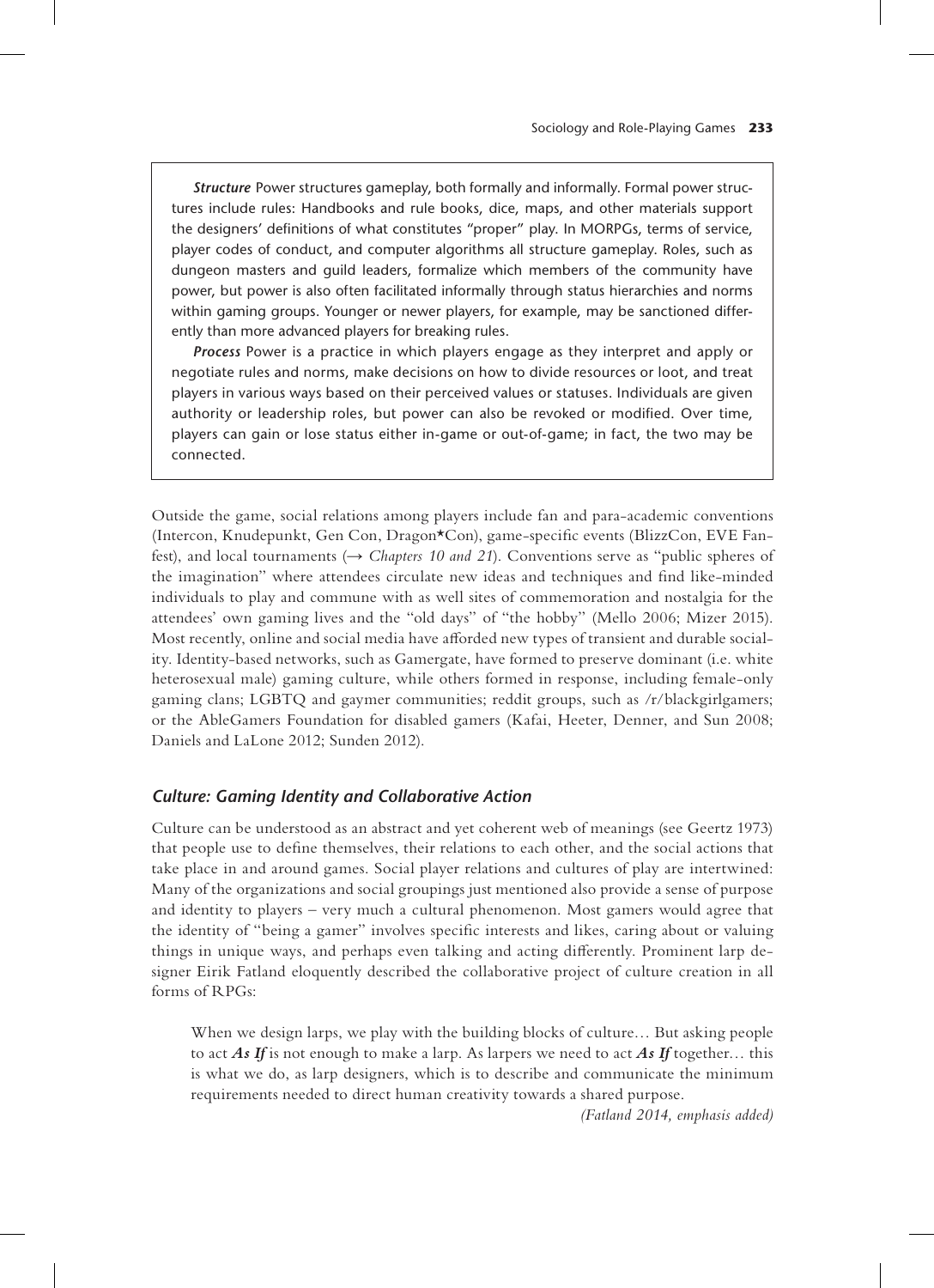***Structure*** Power structures gameplay, both formally and informally. Formal power structures include rules: Handbooks and rule books, dice, maps, and other materials support the designers' definitions of what constitutes "proper" play. In MORPGs, terms of service, player codes of conduct, and computer algorithms all structure gameplay. Roles, such as dungeon masters and guild leaders, formalize which members of the community have power, but power is also often facilitated informally through status hierarchies and norms within gaming groups. Younger or newer players, for example, may be sanctioned differently than more advanced players for breaking rules.

***Process*** Power is a practice in which players engage as they interpret and apply or negotiate rules and norms, make decisions on how to divide resources or loot, and treat players in various ways based on their perceived values or statuses. Individuals are given authority or leadership roles, but power can also be revoked or modified. Over time, players can gain or lose status either in-game or out-of-game; in fact, the two may be connected.

Outside the game, social relations among players include fan and para-academic conventions (Intercon, Knudepunkt, Gen Con, Dragon*Con), game-specific events (BlizzCon, EVE Fanfest), and local tournaments (→ *Chapters 10 and 21*). Conventions serve as "public spheres of the imagination" where attendees circulate new ideas and techniques and find like-minded individuals to play and commune with as well sites of commemoration and nostalgia for the attendees' own gaming lives and the "old days" of "the hobby" (Mello 2006; Mizer 2015). Most recently, online and social media have afforded new types of transient and durable sociality. Identity-based networks, such as Gamergate, have formed to preserve dominant (i.e. white heterosexual male) gaming culture, while others formed in response, including female-only gaming clans; LGBTQ and gaymer communities; reddit groups, such as /r/blackgirlgamers; or the AbleGamers Foundation for disabled gamers (Kafai, Heeter, Denner, and Sun 2008; Daniels and LaLone 2012; Sunden 2012).

### *Culture: Gaming Identity and Collaborative Action*

Culture can be understood as an abstract and yet coherent web of meanings (see Geertz 1973) that people use to define themselves, their relations to each other, and the social actions that take place in and around games. Social player relations and cultures of play are intertwined: Many of the organizations and social groupings just mentioned also provide a sense of purpose and identity to players – very much a cultural phenomenon. Most gamers would agree that the identity of "being a gamer" involves specific interests and likes, caring about or valuing things in unique ways, and perhaps even talking and acting differently. Prominent larp designer Eirik Fatland eloquently described the collaborative project of culture creation in all forms of RPGs:

> When we design larps, we play with the building blocks of culture… But asking people to act ***As If*** is not enough to make a larp. As larpers we need to act ***As If*** together… this is what we do, as larp designers, which is to describe and communicate the minimum requirements needed to direct human creativity towards a shared purpose.
>
> *(Fatland 2014, emphasis added)*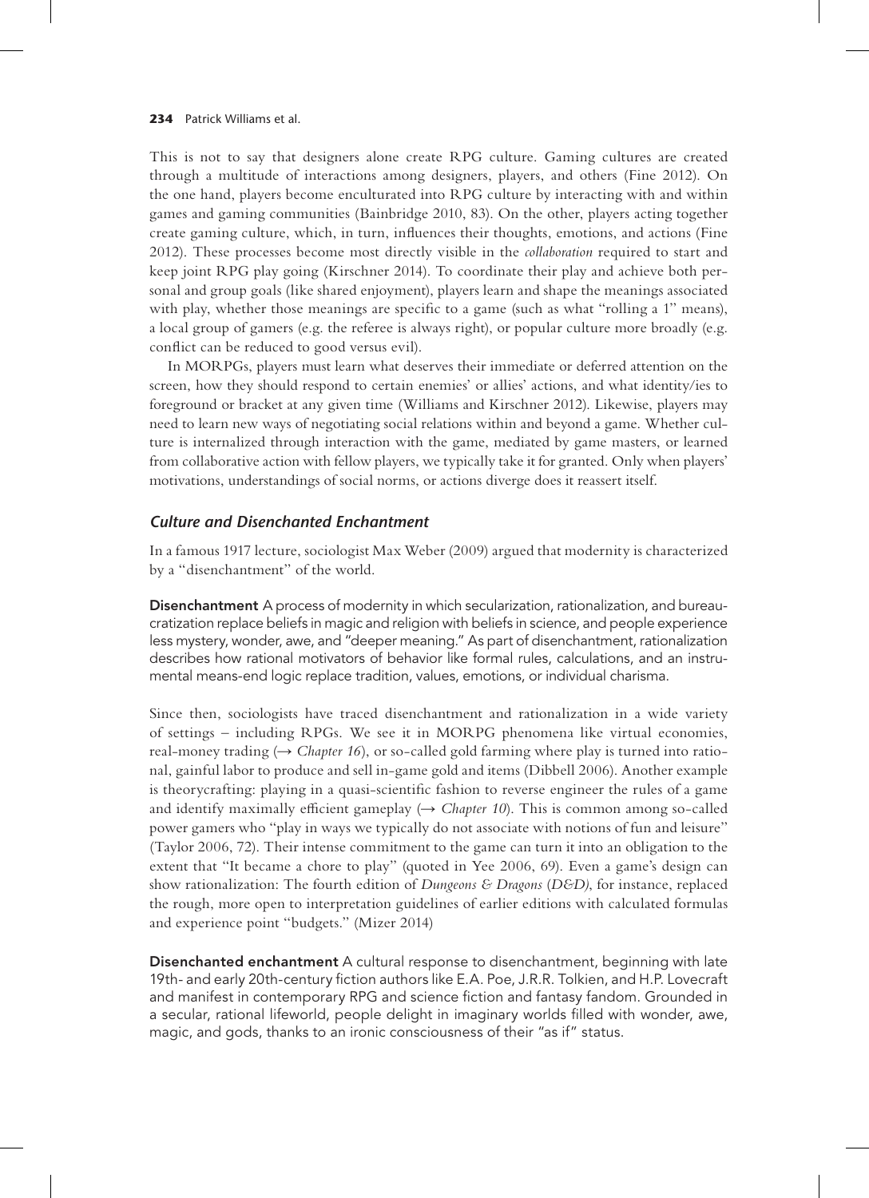This is not to say that designers alone create RPG culture. Gaming cultures are created through a multitude of interactions among designers, players, and others (Fine 2012). On the one hand, players become enculturated into RPG culture by interacting with and within games and gaming communities (Bainbridge 2010, 83). On the other, players acting together create gaming culture, which, in turn, influences their thoughts, emotions, and actions (Fine 2012). These processes become most directly visible in the *collaboration* required to start and keep joint RPG play going (Kirschner 2014). To coordinate their play and achieve both personal and group goals (like shared enjoyment), players learn and shape the meanings associated with play, whether those meanings are specific to a game (such as what "rolling a 1" means), a local group of gamers (e.g. the referee is always right), or popular culture more broadly (e.g. conflict can be reduced to good versus evil).

In MORPGs, players must learn what deserves their immediate or deferred attention on the screen, how they should respond to certain enemies' or allies' actions, and what identity/ies to foreground or bracket at any given time (Williams and Kirschner 2012). Likewise, players may need to learn new ways of negotiating social relations within and beyond a game. Whether culture is internalized through interaction with the game, mediated by game masters, or learned from collaborative action with fellow players, we typically take it for granted. Only when players' motivations, understandings of social norms, or actions diverge does it reassert itself.

### *Culture and Disenchanted Enchantment*

In a famous 1917 lecture, sociologist Max Weber (2009) argued that modernity is characterized by a "disenchantment" of the world.

**Disenchantment** A process of modernity in which secularization, rationalization, and bureaucratization replace beliefs in magic and religion with beliefs in science, and people experience less mystery, wonder, awe, and "deeper meaning." As part of disenchantment, rationalization describes how rational motivators of behavior like formal rules, calculations, and an instrumental means-end logic replace tradition, values, emotions, or individual charisma.

Since then, sociologists have traced disenchantment and rationalization in a wide variety of settings – including RPGs. We see it in MORPG phenomena like virtual economies, real-money trading (→ *Chapter 16*), or so-called gold farming where play is turned into rational, gainful labor to produce and sell in-game gold and items (Dibbell 2006). Another example is theorycrafting: playing in a quasi-scientific fashion to reverse engineer the rules of a game and identify maximally efficient gameplay (→ *Chapter 10*). This is common among so-called power gamers who "play in ways we typically do not associate with notions of fun and leisure" (Taylor 2006, 72). Their intense commitment to the game can turn it into an obligation to the extent that "It became a chore to play" (quoted in Yee 2006, 69). Even a game's design can show rationalization: The fourth edition of *Dungeons & Dragons* (*D&D*), for instance, replaced the rough, more open to interpretation guidelines of earlier editions with calculated formulas and experience point "budgets." (Mizer 2014)

**Disenchanted enchantment** A cultural response to disenchantment, beginning with late 19th- and early 20th-century fiction authors like E.A. Poe, J.R.R. Tolkien, and H.P. Lovecraft and manifest in contemporary RPG and science fiction and fantasy fandom. Grounded in a secular, rational lifeworld, people delight in imaginary worlds filled with wonder, awe, magic, and gods, thanks to an ironic consciousness of their "as if" status.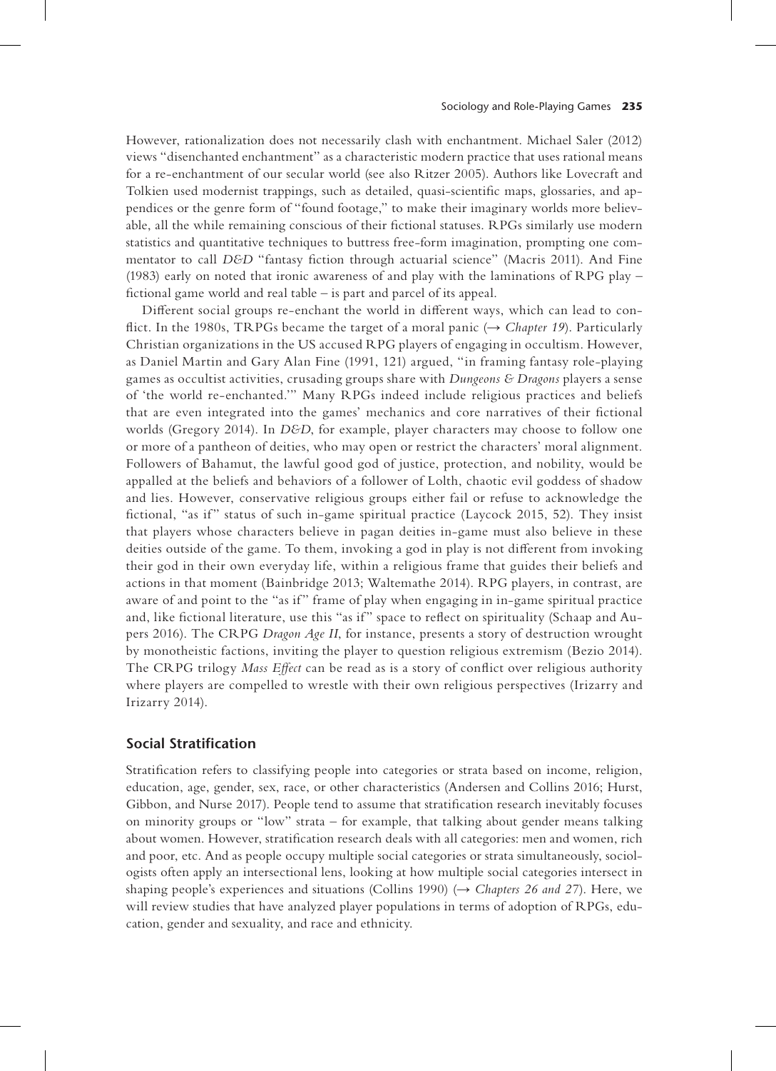However, rationalization does not necessarily clash with enchantment. Michael Saler (2012) views "disenchanted enchantment" as a characteristic modern practice that uses rational means for a re-enchantment of our secular world (see also Ritzer 2005). Authors like Lovecraft and Tolkien used modernist trappings, such as detailed, quasi-scientific maps, glossaries, and appendices or the genre form of "found footage," to make their imaginary worlds more believable, all the while remaining conscious of their fictional statuses. RPGs similarly use modern statistics and quantitative techniques to buttress free-form imagination, prompting one commentator to call *D&D* "fantasy fiction through actuarial science" (Macris 2011). And Fine (1983) early on noted that ironic awareness of and play with the laminations of RPG play – fictional game world and real table – is part and parcel of its appeal.

Different social groups re-enchant the world in different ways, which can lead to conflict. In the 1980s, TRPGs became the target of a moral panic (→ *Chapter 19*). Particularly Christian organizations in the US accused RPG players of engaging in occultism. However, as Daniel Martin and Gary Alan Fine (1991, 121) argued, "in framing fantasy role-playing games as occultist activities, crusading groups share with *Dungeons & Dragons* players a sense of 'the world re-enchanted.'" Many RPGs indeed include religious practices and beliefs that are even integrated into the games' mechanics and core narratives of their fictional worlds (Gregory 2014). In *D&D*, for example, player characters may choose to follow one or more of a pantheon of deities, who may open or restrict the characters' moral alignment. Followers of Bahamut, the lawful good god of justice, protection, and nobility, would be appalled at the beliefs and behaviors of a follower of Lolth, chaotic evil goddess of shadow and lies. However, conservative religious groups either fail or refuse to acknowledge the fictional, "as if" status of such in-game spiritual practice (Laycock 2015, 52). They insist that players whose characters believe in pagan deities in-game must also believe in these deities outside of the game. To them, invoking a god in play is not different from invoking their god in their own everyday life, within a religious frame that guides their beliefs and actions in that moment (Bainbridge 2013; Waltemathe 2014). RPG players, in contrast, are aware of and point to the "as if" frame of play when engaging in in-game spiritual practice and, like fictional literature, use this "as if" space to reflect on spirituality (Schaap and Aupers 2016). The CRPG *Dragon Age II*, for instance, presents a story of destruction wrought by monotheistic factions, inviting the player to question religious extremism (Bezio 2014). The CRPG trilogy *Mass Effect* can be read as is a story of conflict over religious authority where players are compelled to wrestle with their own religious perspectives (Irizarry and Irizarry 2014).

## Social Stratification

Stratification refers to classifying people into categories or strata based on income, religion, education, age, gender, sex, race, or other characteristics (Andersen and Collins 2016; Hurst, Gibbon, and Nurse 2017). People tend to assume that stratification research inevitably focuses on minority groups or "low" strata – for example, that talking about gender means talking about women. However, stratification research deals with all categories: men and women, rich and poor, etc. And as people occupy multiple social categories or strata simultaneously, sociologists often apply an intersectional lens, looking at how multiple social categories intersect in shaping people's experiences and situations (Collins 1990) (→ *Chapters 26 and 27*). Here, we will review studies that have analyzed player populations in terms of adoption of RPGs, education, gender and sexuality, and race and ethnicity.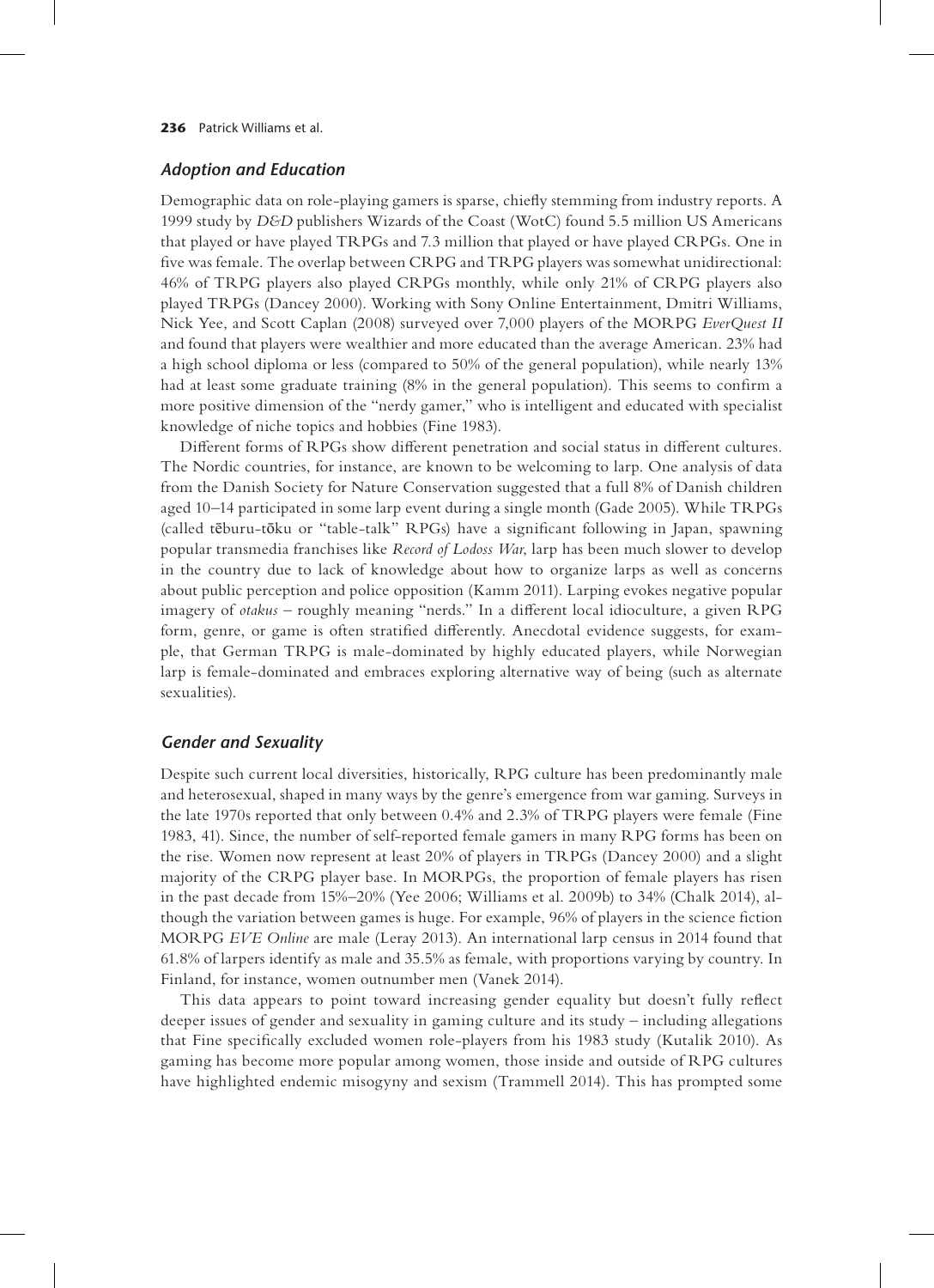### *Adoption and Education*

Demographic data on role-playing gamers is sparse, chiefly stemming from industry reports. A 1999 study by *D&D* publishers Wizards of the Coast (WotC) found 5.5 million US Americans that played or have played TRPGs and 7.3 million that played or have played CRPGs. One in five was female. The overlap between CRPG and TRPG players was somewhat unidirectional: 46% of TRPG players also played CRPGs monthly, while only 21% of CRPG players also played TRPGs (Dancey 2000). Working with Sony Online Entertainment, Dmitri Williams, Nick Yee, and Scott Caplan (2008) surveyed over 7,000 players of the MORPG *EverQuest II* and found that players were wealthier and more educated than the average American. 23% had a high school diploma or less (compared to 50% of the general population), while nearly 13% had at least some graduate training (8% in the general population). This seems to confirm a more positive dimension of the "nerdy gamer," who is intelligent and educated with specialist knowledge of niche topics and hobbies (Fine 1983).

Different forms of RPGs show different penetration and social status in different cultures. The Nordic countries, for instance, are known to be welcoming to larp. One analysis of data from the Danish Society for Nature Conservation suggested that a full 8% of Danish children aged 10–14 participated in some larp event during a single month (Gade 2005). While TRPGs (called tēburu-tōku or "table-talk" RPGs) have a significant following in Japan, spawning popular transmedia franchises like *Record of Lodoss War*, larp has been much slower to develop in the country due to lack of knowledge about how to organize larps as well as concerns about public perception and police opposition (Kamm 2011). Larping evokes negative popular imagery of *otakus* – roughly meaning "nerds." In a different local idioculture, a given RPG form, genre, or game is often stratified differently. Anecdotal evidence suggests, for example, that German TRPG is male-dominated by highly educated players, while Norwegian larp is female-dominated and embraces exploring alternative way of being (such as alternate sexualities).

### *Gender and Sexuality*

Despite such current local diversities, historically, RPG culture has been predominantly male and heterosexual, shaped in many ways by the genre's emergence from war gaming. Surveys in the late 1970s reported that only between 0.4% and 2.3% of TRPG players were female (Fine 1983, 41). Since, the number of self-reported female gamers in many RPG forms has been on the rise. Women now represent at least 20% of players in TRPGs (Dancey 2000) and a slight majority of the CRPG player base. In MORPGs, the proportion of female players has risen in the past decade from 15%–20% (Yee 2006; Williams et al. 2009b) to 34% (Chalk 2014), although the variation between games is huge. For example, 96% of players in the science fiction MORPG *EVE Online* are male (Leray 2013). An international larp census in 2014 found that 61.8% of larpers identify as male and 35.5% as female, with proportions varying by country. In Finland, for instance, women outnumber men (Vanek 2014).

This data appears to point toward increasing gender equality but doesn't fully reflect deeper issues of gender and sexuality in gaming culture and its study – including allegations that Fine specifically excluded women role-players from his 1983 study (Kutalik 2010). As gaming has become more popular among women, those inside and outside of RPG cultures have highlighted endemic misogyny and sexism (Trammell 2014). This has prompted some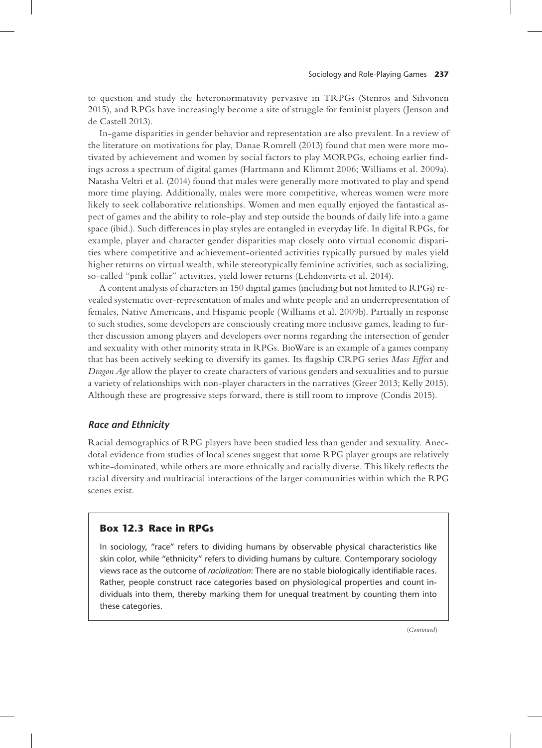to question and study the heteronormativity pervasive in TRPGs (Stenros and Sihvonen 2015), and RPGs have increasingly become a site of struggle for feminist players (Jenson and de Castell 2013).

In-game disparities in gender behavior and representation are also prevalent. In a review of the literature on motivations for play, Danae Romrell (2013) found that men were more motivated by achievement and women by social factors to play MORPGs, echoing earlier findings across a spectrum of digital games (Hartmann and Klimmt 2006; Williams et al. 2009a). Natasha Veltri et al. (2014) found that males were generally more motivated to play and spend more time playing. Additionally, males were more competitive, whereas women were more likely to seek collaborative relationships. Women and men equally enjoyed the fantastical aspect of games and the ability to role-play and step outside the bounds of daily life into a game space (ibid.). Such differences in play styles are entangled in everyday life. In digital RPGs, for example, player and character gender disparities map closely onto virtual economic disparities where competitive and achievement-oriented activities typically pursued by males yield higher returns on virtual wealth, while stereotypically feminine activities, such as socializing, so-called "pink collar" activities, yield lower returns (Lehdonvirta et al. 2014).

A content analysis of characters in 150 digital games (including but not limited to RPGs) revealed systematic over-representation of males and white people and an underrepresentation of females, Native Americans, and Hispanic people (Williams et al. 2009b). Partially in response to such studies, some developers are consciously creating more inclusive games, leading to further discussion among players and developers over norms regarding the intersection of gender and sexuality with other minority strata in RPGs. BioWare is an example of a games company that has been actively seeking to diversify its games. Its flagship CRPG series *Mass Effect* and *Dragon Age* allow the player to create characters of various genders and sexualities and to pursue a variety of relationships with non-player characters in the narratives (Greer 2013; Kelly 2015). Although these are progressive steps forward, there is still room to improve (Condis 2015).

### *Race and Ethnicity*

Racial demographics of RPG players have been studied less than gender and sexuality. Anecdotal evidence from studies of local scenes suggest that some RPG player groups are relatively white-dominated, while others are more ethnically and racially diverse. This likely reflects the racial diversity and multiracial interactions of the larger communities within which the RPG scenes exist.

> **Box 12.3 Race in RPGs**
>
> In sociology, "race" refers to dividing humans by observable physical characteristics like skin color, while "ethnicity" refers to dividing humans by culture. Contemporary sociology views race as the outcome of *racialization*: There are no stable biologically identifiable races. Rather, people construct race categories based on physiological properties and count individuals into them, thereby marking them for unequal treatment by counting them into these categories.

(*Continued*)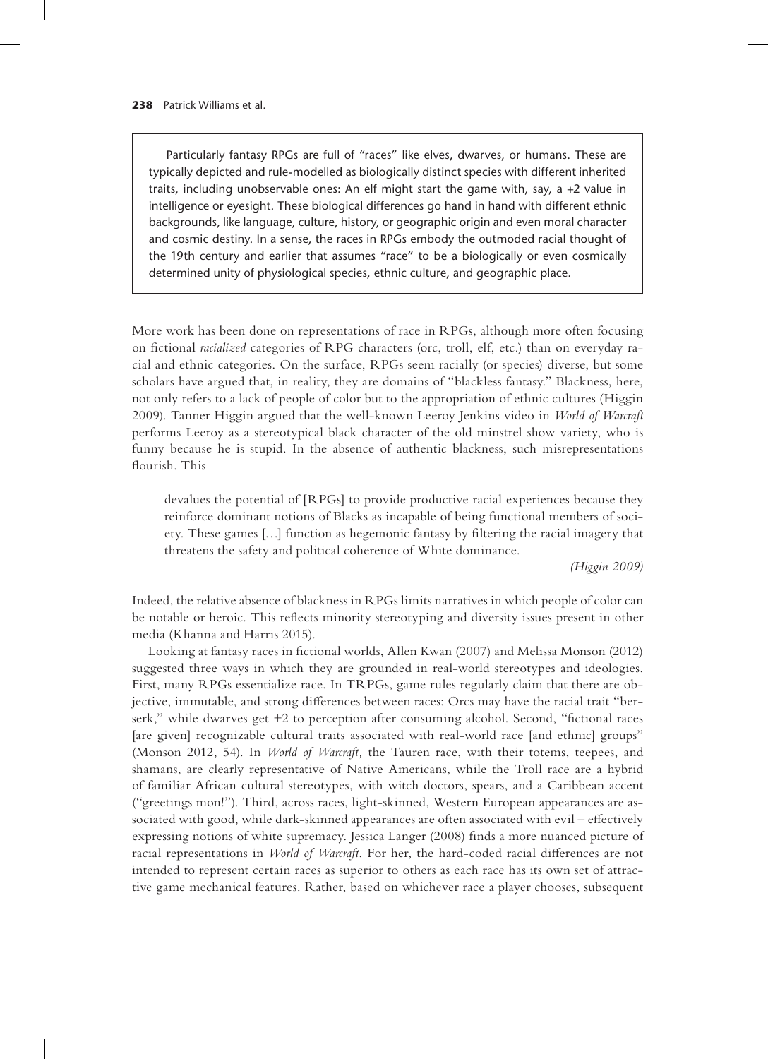> Particularly fantasy RPGs are full of "races" like elves, dwarves, or humans. These are typically depicted and rule-modelled as biologically distinct species with different inherited traits, including unobservable ones: An elf might start the game with, say, a +2 value in intelligence or eyesight. These biological differences go hand in hand with different ethnic backgrounds, like language, culture, history, or geographic origin and even moral character and cosmic destiny. In a sense, the races in RPGs embody the outmoded racial thought of the 19th century and earlier that assumes "race" to be a biologically or even cosmically determined unity of physiological species, ethnic culture, and geographic place.

More work has been done on representations of race in RPGs, although more often focusing on fictional *racialized* categories of RPG characters (orc, troll, elf, etc.) than on everyday racial and ethnic categories. On the surface, RPGs seem racially (or species) diverse, but some scholars have argued that, in reality, they are domains of "blackless fantasy." Blackness, here, not only refers to a lack of people of color but to the appropriation of ethnic cultures (Higgin 2009). Tanner Higgin argued that the well-known Leeroy Jenkins video in *World of Warcraft* performs Leeroy as a stereotypical black character of the old minstrel show variety, who is funny because he is stupid. In the absence of authentic blackness, such misrepresentations flourish. This

> devalues the potential of [RPGs] to provide productive racial experiences because they reinforce dominant notions of Blacks as incapable of being functional members of society. These games […] function as hegemonic fantasy by filtering the racial imagery that threatens the safety and political coherence of White dominance.
>
> *(Higgin 2009)*

Indeed, the relative absence of blackness in RPGs limits narratives in which people of color can be notable or heroic. This reflects minority stereotyping and diversity issues present in other media (Khanna and Harris 2015).

Looking at fantasy races in fictional worlds, Allen Kwan (2007) and Melissa Monson (2012) suggested three ways in which they are grounded in real-world stereotypes and ideologies. First, many RPGs essentialize race. In TRPGs, game rules regularly claim that there are objective, immutable, and strong differences between races: Orcs may have the racial trait "berserk," while dwarves get +2 to perception after consuming alcohol. Second, "fictional races [are given] recognizable cultural traits associated with real-world race [and ethnic] groups" (Monson 2012, 54). In *World of Warcraft,* the Tauren race, with their totems, teepees, and shamans, are clearly representative of Native Americans, while the Troll race are a hybrid of familiar African cultural stereotypes, with witch doctors, spears, and a Caribbean accent ("greetings mon!"). Third, across races, light-skinned, Western European appearances are associated with good, while dark-skinned appearances are often associated with evil – effectively expressing notions of white supremacy. Jessica Langer (2008) finds a more nuanced picture of racial representations in *World of Warcraft.* For her, the hard-coded racial differences are not intended to represent certain races as superior to others as each race has its own set of attractive game mechanical features. Rather, based on whichever race a player chooses, subsequent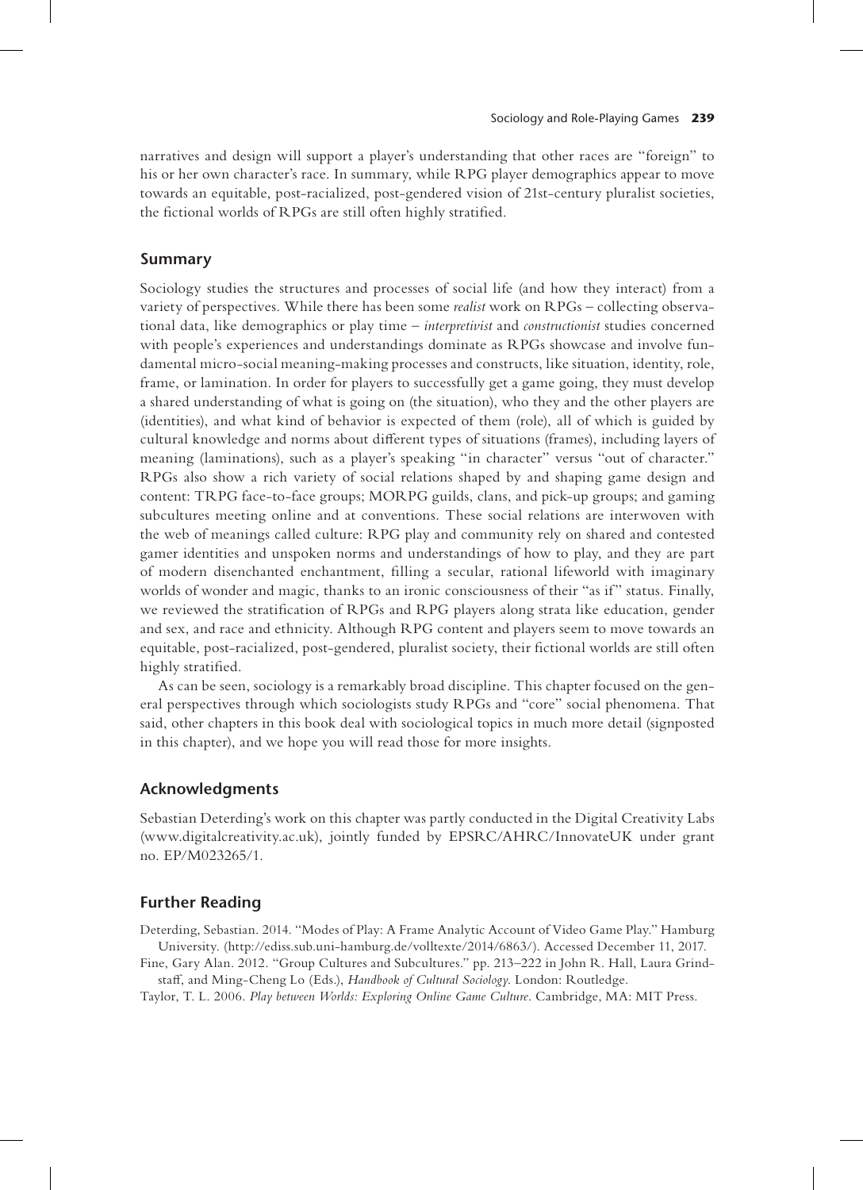narratives and design will support a player's understanding that other races are "foreign" to his or her own character's race. In summary, while RPG player demographics appear to move towards an equitable, post-racialized, post-gendered vision of 21st-century pluralist societies, the fictional worlds of RPGs are still often highly stratified.

## Summary

Sociology studies the structures and processes of social life (and how they interact) from a variety of perspectives. While there has been some *realist* work on RPGs – collecting observational data, like demographics or play time – *interpretivist* and *constructionist* studies concerned with people's experiences and understandings dominate as RPGs showcase and involve fundamental micro-social meaning-making processes and constructs, like situation, identity, role, frame, or lamination. In order for players to successfully get a game going, they must develop a shared understanding of what is going on (the situation), who they and the other players are (identities), and what kind of behavior is expected of them (role), all of which is guided by cultural knowledge and norms about different types of situations (frames), including layers of meaning (laminations), such as a player's speaking "in character" versus "out of character." RPGs also show a rich variety of social relations shaped by and shaping game design and content: TRPG face-to-face groups; MORPG guilds, clans, and pick-up groups; and gaming subcultures meeting online and at conventions. These social relations are interwoven with the web of meanings called culture: RPG play and community rely on shared and contested gamer identities and unspoken norms and understandings of how to play, and they are part of modern disenchanted enchantment, filling a secular, rational lifeworld with imaginary worlds of wonder and magic, thanks to an ironic consciousness of their "as if" status. Finally, we reviewed the stratification of RPGs and RPG players along strata like education, gender and sex, and race and ethnicity. Although RPG content and players seem to move towards an equitable, post-racialized, post-gendered, pluralist society, their fictional worlds are still often highly stratified.

As can be seen, sociology is a remarkably broad discipline. This chapter focused on the general perspectives through which sociologists study RPGs and "core" social phenomena. That said, other chapters in this book deal with sociological topics in much more detail (signposted in this chapter), and we hope you will read those for more insights.

## Acknowledgments

Sebastian Deterding's work on this chapter was partly conducted in the Digital Creativity Labs (www.digitalcreativity.ac.uk), jointly funded by EPSRC/AHRC/InnovateUK under grant no. EP/M023265/1.

## Further Reading

Deterding, Sebastian. 2014. "Modes of Play: A Frame Analytic Account of Video Game Play." Hamburg University. (http://ediss.sub.uni-hamburg.de/volltexte/2014/6863/). Accessed December 11, 2017.

Fine, Gary Alan. 2012. "Group Cultures and Subcultures." pp. 213–222 in John R. Hall, Laura Grindstaff, and Ming-Cheng Lo (Eds.), *Handbook of Cultural Sociology*. London: Routledge.

Taylor, T. L. 2006. *Play between Worlds: Exploring Online Game Culture*. Cambridge, MA: MIT Press.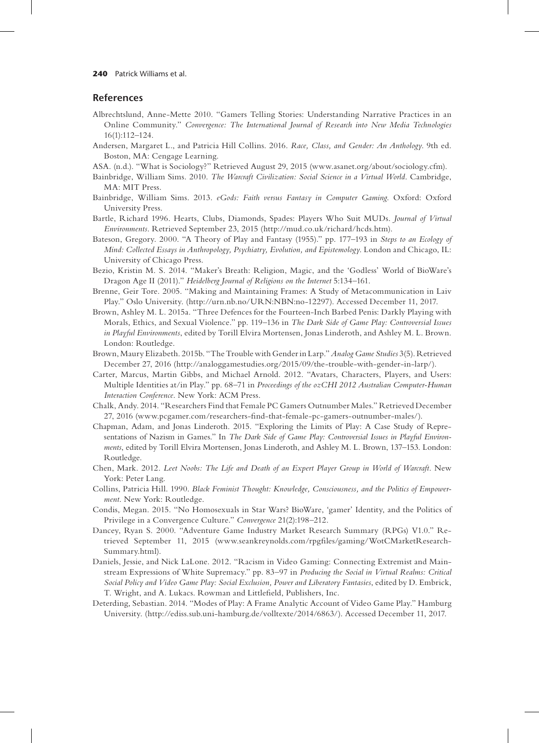## References

Albrechtslund, Anne-Mette 2010. "Gamers Telling Stories: Understanding Narrative Practices in an Online Community." *Convergence: The International Journal of Research into New Media Technologies* 16(1):112–124.

Andersen, Margaret L., and Patricia Hill Collins. 2016. *Race, Class, and Gender: An Anthology*. 9th ed. Boston, MA: Cengage Learning.

ASA. (n.d.). "What is Sociology?" Retrieved August 29, 2015 (www.asanet.org/about/sociology.cfm).

Bainbridge, William Sims. 2010. *The Warcraft Civilization: Social Science in a Virtual World*. Cambridge, MA: MIT Press.

Bainbridge, William Sims. 2013. *eGods: Faith versus Fantasy in Computer Gaming*. Oxford: Oxford University Press.

Bartle, Richard 1996. Hearts, Clubs, Diamonds, Spades: Players Who Suit MUDs. *Journal of Virtual Environments*. Retrieved September 23, 2015 (http://mud.co.uk/richard/hcds.htm).

Bateson, Gregory. 2000. "A Theory of Play and Fantasy (1955)." pp. 177–193 in *Steps to an Ecology of Mind: Collected Essays in Anthropology, Psychiatry, Evolution, and Epistemology*. London and Chicago, IL: University of Chicago Press.

Bezio, Kristin M. S. 2014. "Maker's Breath: Religion, Magic, and the 'Godless' World of BioWare's Dragon Age II (2011)." *Heidelberg Journal of Religions on the Internet* 5:134–161.

Brenne, Geir Tore. 2005. "Making and Maintaining Frames: A Study of Metacommunication in Laiv Play." Oslo University. (http://urn.nb.no/URN:NBN:no-12297). Accessed December 11, 2017.

Brown, Ashley M. L. 2015a. "Three Defences for the Fourteen-Inch Barbed Penis: Darkly Playing with Morals, Ethics, and Sexual Violence." pp. 119–136 in *The Dark Side of Game Play: Controversial Issues in Playful Environments*, edited by Torill Elvira Mortensen, Jonas Linderoth, and Ashley M. L. Brown. London: Routledge.

Brown, Maury Elizabeth. 2015b. "The Trouble with Gender in Larp." *Analog Game Studies* 3(5). Retrieved December 27, 2016 (http://analoggamestudies.org/2015/09/the-trouble-with-gender-in-larp/).

Carter, Marcus, Martin Gibbs, and Michael Arnold. 2012. "Avatars, Characters, Players, and Users: Multiple Identities at/in Play." pp. 68–71 in *Proceedings of the ozCHI 2012 Australian Computer-Human Interaction Conference*. New York: ACM Press.

Chalk, Andy. 2014. "Researchers Find that Female PC Gamers Outnumber Males." Retrieved December 27, 2016 (www.pcgamer.com/researchers-find-that-female-pc-gamers-outnumber-males/).

Chapman, Adam, and Jonas Linderoth. 2015. "Exploring the Limits of Play: A Case Study of Representations of Nazism in Games." In *The Dark Side of Game Play: Controversial Issues in Playful Environments*, edited by Torill Elvira Mortensen, Jonas Linderoth, and Ashley M. L. Brown, 137–153. London: Routledge.

Chen, Mark. 2012. *Leet Noobs: The Life and Death of an Expert Player Group in World of Warcraft*. New York: Peter Lang.

Collins, Patricia Hill. 1990. *Black Feminist Thought: Knowledge, Consciousness, and the Politics of Empowerment*. New York: Routledge.

Condis, Megan. 2015. "No Homosexuals in Star Wars? BioWare, 'gamer' Identity, and the Politics of Privilege in a Convergence Culture." *Convergence* 21(2):198–212.

Dancey, Ryan S. 2000. "Adventure Game Industry Market Research Summary (RPGs) V1.0." Retrieved September 11, 2015 (www.seankreynolds.com/rpgfiles/gaming/WotCMarketResearchSummary.html).

Daniels, Jessie, and Nick LaLone. 2012. "Racism in Video Gaming: Connecting Extremist and Mainstream Expressions of White Supremacy." pp. 83–97 in *Producing the Social in Virtual Realms: Critical Social Policy and Video Game Play: Social Exclusion, Power and Liberatory Fantasies*, edited by D. Embrick, T. Wright, and A. Lukacs. Rowman and Littlefield, Publishers, Inc.

Deterding, Sebastian. 2014. "Modes of Play: A Frame Analytic Account of Video Game Play." Hamburg University. (http://ediss.sub.uni-hamburg.de/volltexte/2014/6863/). Accessed December 11, 2017.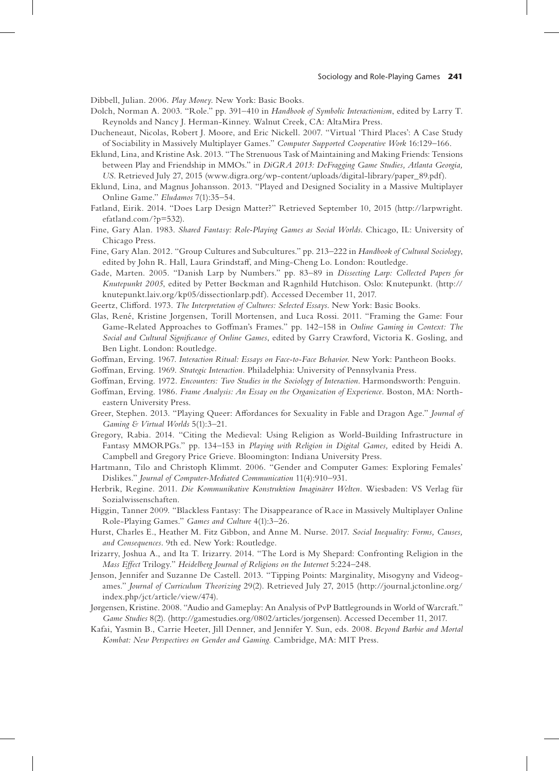Dibbell, Julian. 2006. *Play Money*. New York: Basic Books.

Dolch, Norman A. 2003. "Role." pp. 391–410 in *Handbook of Symbolic Interactionism*, edited by Larry T. Reynolds and Nancy J. Herman-Kinney. Walnut Creek, CA: AltaMira Press.

Ducheneaut, Nicolas, Robert J. Moore, and Eric Nickell. 2007. "Virtual 'Third Places': A Case Study of Sociability in Massively Multiplayer Games." *Computer Supported Cooperative Work* 16:129–166.

Eklund, Lina, and Kristine Ask. 2013. "The Strenuous Task of Maintaining and Making Friends: Tensions between Play and Friendship in MMOs." in *DiGRA 2013: DeFragging Game Studies, Atlanta Georgia, US*. Retrieved July 27, 2015 (www.digra.org/wp-content/uploads/digital-library/paper_89.pdf).

Eklund, Lina, and Magnus Johansson. 2013. "Played and Designed Sociality in a Massive Multiplayer Online Game." *Eludamos* 7(1):35–54.

Fatland, Eirik. 2014. "Does Larp Design Matter?" Retrieved September 10, 2015 (http://larpwright.efatland.com/?p=532).

Fine, Gary Alan. 1983. *Shared Fantasy: Role-Playing Games as Social Worlds*. Chicago, IL: University of Chicago Press.

Fine, Gary Alan. 2012. "Group Cultures and Subcultures." pp. 213–222 in *Handbook of Cultural Sociology*, edited by John R. Hall, Laura Grindstaff, and Ming-Cheng Lo. London: Routledge.

Gade, Marten. 2005. "Danish Larp by Numbers." pp. 83–89 in *Dissecting Larp: Collected Papers for Knutepunkt 2005*, edited by Petter Bøckman and Ragnhild Hutchison. Oslo: Knutepunkt. (http://knutepunkt.laiv.org/kp05/dissectionlarp.pdf). Accessed December 11, 2017.

Geertz, Clifford. 1973. *The Interpretation of Cultures: Selected Essays*. New York: Basic Books.

Glas, René, Kristine Jorgensen, Torill Mortensen, and Luca Rossi. 2011. "Framing the Game: Four Game-Related Approaches to Goffman's Frames." pp. 142–158 in *Online Gaming in Context: The Social and Cultural Significance of Online Games*, edited by Garry Crawford, Victoria K. Gosling, and Ben Light. London: Routledge.

Goffman, Erving. 1967. *Interaction Ritual: Essays on Face-to-Face Behavior*. New York: Pantheon Books.

Goffman, Erving. 1969. *Strategic Interaction*. Philadelphia: University of Pennsylvania Press.

Goffman, Erving. 1972. *Encounters: Two Studies in the Sociology of Interaction*. Harmondsworth: Penguin.

Goffman, Erving. 1986. *Frame Analysis: An Essay on the Organization of Experience*. Boston, MA: Northeastern University Press.

Greer, Stephen. 2013. "Playing Queer: Affordances for Sexuality in Fable and Dragon Age." *Journal of Gaming & Virtual Worlds* 5(1):3–21.

Gregory, Rabia. 2014. "Citing the Medieval: Using Religion as World-Building Infrastructure in Fantasy MMORPGs." pp. 134–153 in *Playing with Religion in Digital Games,* edited by Heidi A. Campbell and Gregory Price Grieve. Bloomington: Indiana University Press.

Hartmann, Tilo and Christoph Klimmt. 2006. "Gender and Computer Games: Exploring Females' Dislikes." *Journal of Computer-Mediated Communication* 11(4):910–931.

Herbrik, Regine. 2011. *Die Kommunikative Konstruktion Imaginärer Welten*. Wiesbaden: VS Verlag für Sozialwissenschaften.

Higgin, Tanner 2009. "Blackless Fantasy: The Disappearance of Race in Massively Multiplayer Online Role-Playing Games." *Games and Culture* 4(1):3–26.

Hurst, Charles E., Heather M. Fitz Gibbon, and Anne M. Nurse. 2017. *Social Inequality: Forms, Causes, and Consequences*. 9th ed. New York: Routledge.

Irizarry, Joshua A., and Ita T. Irizarry. 2014. "The Lord is My Shepard: Confronting Religion in the *Mass Effect* Trilogy." *Heidelberg Journal of Religions on the Internet* 5:224–248.

Jenson, Jennifer and Suzanne De Castell. 2013. "Tipping Points: Marginality, Misogyny and Videogames." *Journal of Curriculum Theorizing* 29(2). Retrieved July 27, 2015 (http://journal.jctonline.org/index.php/jct/article/view/474).

Jørgensen, Kristine. 2008. "Audio and Gameplay: An Analysis of PvP Battlegrounds in World of Warcraft." *Game Studies* 8(2). (http://gamestudies.org/0802/articles/jorgensen). Accessed December 11, 2017.

Kafai, Yasmin B., Carrie Heeter, Jill Denner, and Jennifer Y. Sun, eds. 2008. *Beyond Barbie and Mortal Kombat: New Perspectives on Gender and Gaming*. Cambridge, MA: MIT Press.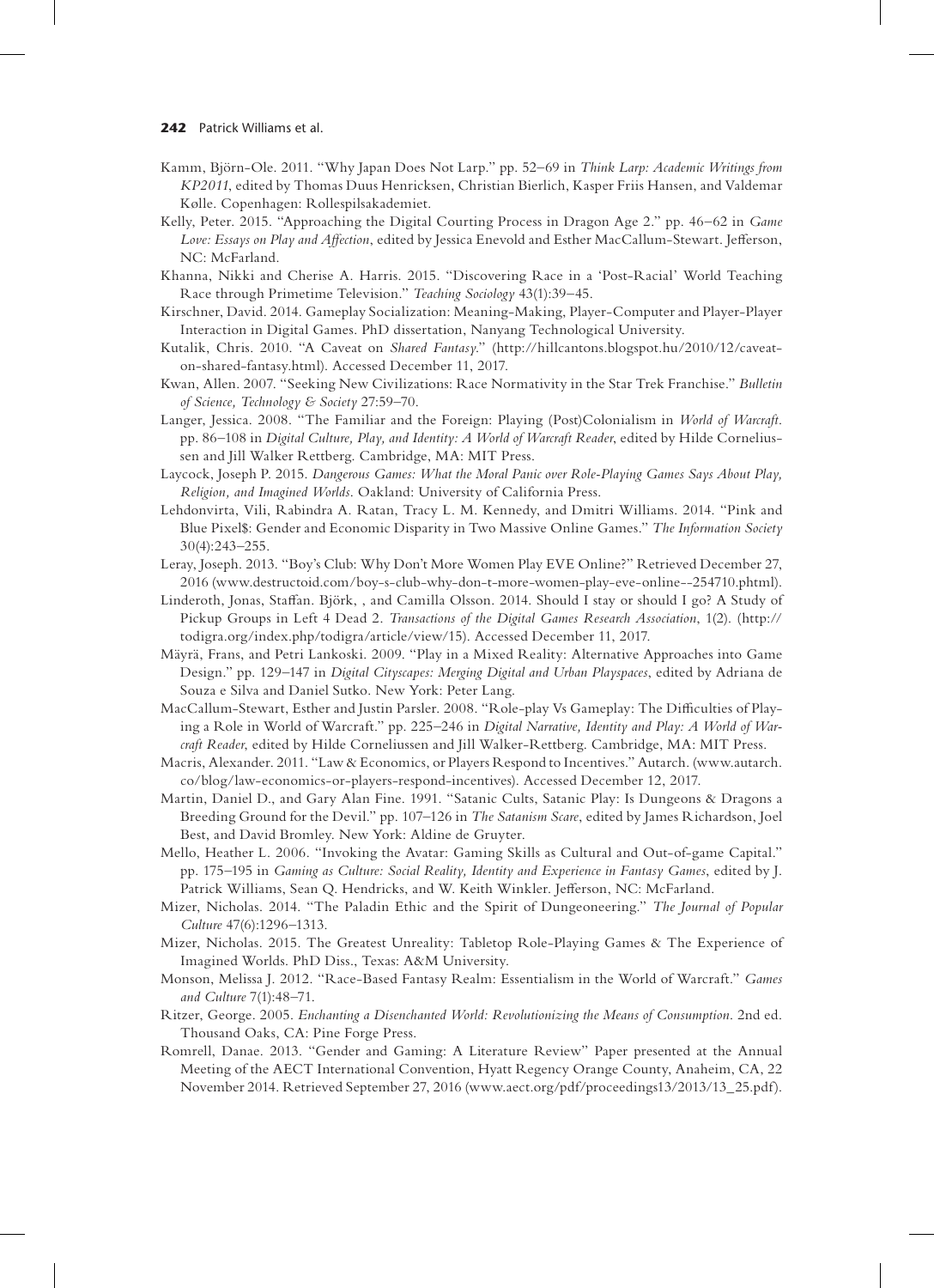Kamm, Björn-Ole. 2011. "Why Japan Does Not Larp." pp. 52–69 in *Think Larp: Academic Writings from KP2011*, edited by Thomas Duus Henricksen, Christian Bierlich, Kasper Friis Hansen, and Valdemar Kølle. Copenhagen: Rollespilsakademiet.

Kelly, Peter. 2015. "Approaching the Digital Courting Process in Dragon Age 2." pp. 46–62 in *Game Love: Essays on Play and Affection*, edited by Jessica Enevold and Esther MacCallum-Stewart. Jefferson, NC: McFarland.

Khanna, Nikki and Cherise A. Harris. 2015. "Discovering Race in a 'Post-Racial' World Teaching Race through Primetime Television." *Teaching Sociology* 43(1):39–45.

Kirschner, David. 2014. Gameplay Socialization: Meaning-Making, Player-Computer and Player-Player Interaction in Digital Games. PhD dissertation, Nanyang Technological University.

Kutalik, Chris. 2010. "A Caveat on *Shared Fantasy*." (http://hillcantons.blogspot.hu/2010/12/caveat-on-shared-fantasy.html). Accessed December 11, 2017.

Kwan, Allen. 2007. "Seeking New Civilizations: Race Normativity in the Star Trek Franchise." *Bulletin of Science, Technology & Society* 27:59–70.

Langer, Jessica. 2008. "The Familiar and the Foreign: Playing (Post)Colonialism in *World of Warcraft*. pp. 86–108 in *Digital Culture, Play, and Identity: A World of Warcraft Reader*, edited by Hilde Corneliussen and Jill Walker Rettberg. Cambridge, MA: MIT Press.

Laycock, Joseph P. 2015. *Dangerous Games: What the Moral Panic over Role-Playing Games Says About Play, Religion, and Imagined Worlds*. Oakland: University of California Press.

Lehdonvirta, Vili, Rabindra A. Ratan, Tracy L. M. Kennedy, and Dmitri Williams. 2014. "Pink and Blue Pixel$: Gender and Economic Disparity in Two Massive Online Games." *The Information Society* 30(4):243–255.

Leray, Joseph. 2013. "Boy's Club: Why Don't More Women Play EVE Online?" Retrieved December 27, 2016 (www.destructoid.com/boy-s-club-why-don-t-more-women-play-eve-online--254710.phtml).

Linderoth, Jonas, Staffan. Björk, , and Camilla Olsson. 2014. Should I stay or should I go? A Study of Pickup Groups in Left 4 Dead 2. *Transactions of the Digital Games Research Association*, 1(2). (http://todigra.org/index.php/todigra/article/view/15). Accessed December 11, 2017.

Mäyrä, Frans, and Petri Lankoski. 2009. "Play in a Mixed Reality: Alternative Approaches into Game Design." pp. 129–147 in *Digital Cityscapes: Merging Digital and Urban Playspaces*, edited by Adriana de Souza e Silva and Daniel Sutko. New York: Peter Lang.

MacCallum-Stewart, Esther and Justin Parsler. 2008. "Role-play Vs Gameplay: The Difficulties of Playing a Role in World of Warcraft." pp. 225–246 in *Digital Narrative, Identity and Play: A World of Warcraft Reader*, edited by Hilde Corneliussen and Jill Walker-Rettberg. Cambridge, MA: MIT Press.

Macris, Alexander. 2011. "Law & Economics, or Players Respond to Incentives." Autarch. (www.autarch.co/blog/law-economics-or-players-respond-incentives). Accessed December 12, 2017.

Martin, Daniel D., and Gary Alan Fine. 1991. "Satanic Cults, Satanic Play: Is Dungeons & Dragons a Breeding Ground for the Devil." pp. 107–126 in *The Satanism Scare*, edited by James Richardson, Joel Best, and David Bromley. New York: Aldine de Gruyter.

Mello, Heather L. 2006. "Invoking the Avatar: Gaming Skills as Cultural and Out-of-game Capital." pp. 175–195 in *Gaming as Culture: Social Reality, Identity and Experience in Fantasy Games*, edited by J. Patrick Williams, Sean Q. Hendricks, and W. Keith Winkler. Jefferson, NC: McFarland.

Mizer, Nicholas. 2014. "The Paladin Ethic and the Spirit of Dungeoneering." *The Journal of Popular Culture* 47(6):1296–1313.

Mizer, Nicholas. 2015. The Greatest Unreality: Tabletop Role-Playing Games & The Experience of Imagined Worlds. PhD Diss., Texas: A&M University.

Monson, Melissa J. 2012. "Race-Based Fantasy Realm: Essentialism in the World of Warcraft." *Games and Culture* 7(1):48–71.

Ritzer, George. 2005. *Enchanting a Disenchanted World: Revolutionizing the Means of Consumption*. 2nd ed. Thousand Oaks, CA: Pine Forge Press.

Romrell, Danae. 2013. "Gender and Gaming: A Literature Review" Paper presented at the Annual Meeting of the AECT International Convention, Hyatt Regency Orange County, Anaheim, CA, 22 November 2014. Retrieved September 27, 2016 (www.aect.org/pdf/proceedings13/2013/13_25.pdf).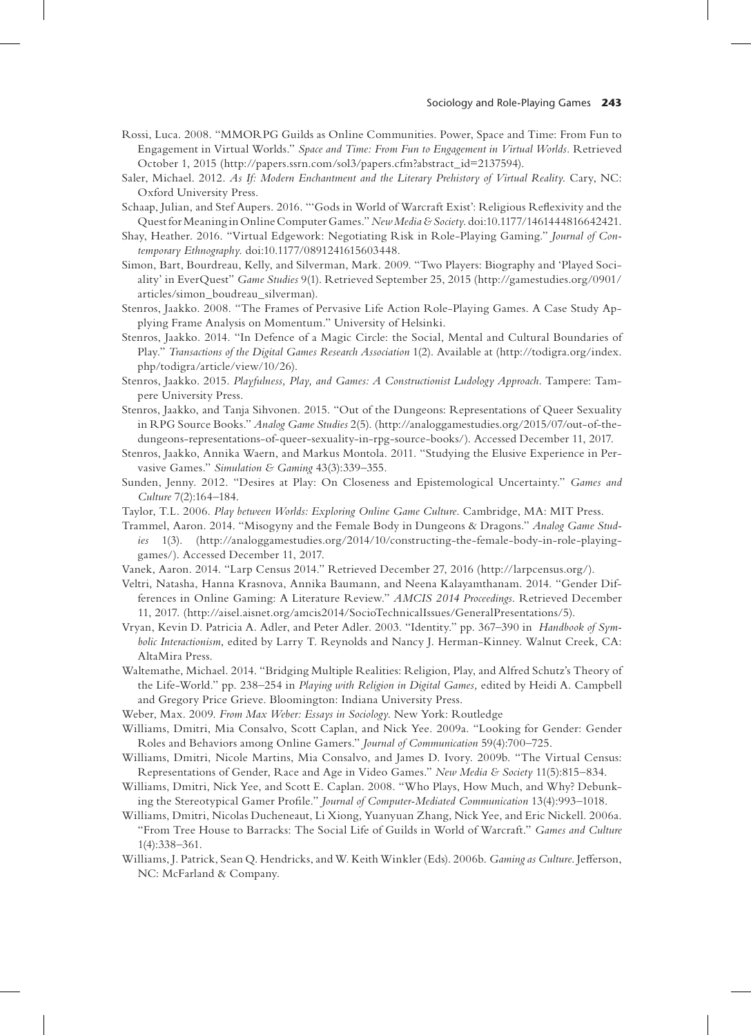Rossi, Luca. 2008. "MMORPG Guilds as Online Communities. Power, Space and Time: From Fun to Engagement in Virtual Worlds." *Space and Time: From Fun to Engagement in Virtual Worlds*. Retrieved October 1, 2015 (http://papers.ssrn.com/sol3/papers.cfm?abstract_id=2137594).

Saler, Michael. 2012. *As If: Modern Enchantment and the Literary Prehistory of Virtual Reality*. Cary, NC: Oxford University Press.

Schaap, Julian, and Stef Aupers. 2016. "'Gods in World of Warcraft Exist': Religious Reflexivity and the Quest for Meaning in Online Computer Games." *New Media & Society*. doi:10.1177/1461444816642421.

Shay, Heather. 2016. "Virtual Edgework: Negotiating Risk in Role-Playing Gaming." *Journal of Contemporary Ethnography*. doi:10.1177/0891241615603448.

Simon, Bart, Bourdreau, Kelly, and Silverman, Mark. 2009. "Two Players: Biography and 'Played Sociality' in EverQuest" *Game Studies* 9(1). Retrieved September 25, 2015 (http://gamestudies.org/0901/articles/simon_boudreau_silverman).

Stenros, Jaakko. 2008. "The Frames of Pervasive Life Action Role-Playing Games. A Case Study Applying Frame Analysis on Momentum." University of Helsinki.

Stenros, Jaakko. 2014. "In Defence of a Magic Circle: the Social, Mental and Cultural Boundaries of Play." *Transactions of the Digital Games Research Association* 1(2). Available at (http://todigra.org/index.php/todigra/article/view/10/26).

Stenros, Jaakko. 2015. *Playfulness, Play, and Games: A Constructionist Ludology Approach*. Tampere: Tampere University Press.

Stenros, Jaakko, and Tanja Sihvonen. 2015. "Out of the Dungeons: Representations of Queer Sexuality in RPG Source Books." *Analog Game Studies* 2(5). (http://analoggamestudies.org/2015/07/out-of-the-dungeons-representations-of-queer-sexuality-in-rpg-source-books/). Accessed December 11, 2017.

Stenros, Jaakko, Annika Waern, and Markus Montola. 2011. "Studying the Elusive Experience in Pervasive Games." *Simulation & Gaming* 43(3):339–355.

Sunden, Jenny. 2012. "Desires at Play: On Closeness and Epistemological Uncertainty." *Games and Culture* 7(2):164–184.

Taylor, T.L. 2006. *Play between Worlds: Exploring Online Game Culture*. Cambridge, MA: MIT Press.

Trammel, Aaron. 2014. "Misogyny and the Female Body in Dungeons & Dragons." *Analog Game Studies* 1(3). (http://analoggamestudies.org/2014/10/constructing-the-female-body-in-role-playing-games/). Accessed December 11, 2017.

Vanek, Aaron. 2014. "Larp Census 2014." Retrieved December 27, 2016 (http://larpcensus.org/).

Veltri, Natasha, Hanna Krasnova, Annika Baumann, and Neena Kalayamthanam. 2014. "Gender Differences in Online Gaming: A Literature Review." *AMCIS 2014 Proceedings*. Retrieved December 11, 2017. (http://aisel.aisnet.org/amcis2014/SocioTechnicalIssues/GeneralPresentations/5).

Vryan, Kevin D. Patricia A. Adler, and Peter Adler. 2003. "Identity." pp. 367–390 in *Handbook of Symbolic Interactionism*, edited by Larry T. Reynolds and Nancy J. Herman-Kinney. Walnut Creek, CA: AltaMira Press.

Waltemathe, Michael. 2014. "Bridging Multiple Realities: Religion, Play, and Alfred Schutz's Theory of the Life-World." pp. 238–254 in *Playing with Religion in Digital Games,* edited by Heidi A. Campbell and Gregory Price Grieve. Bloomington: Indiana University Press.

Weber, Max. 2009. *From Max Weber: Essays in Sociology*. New York: Routledge

Williams, Dmitri, Mia Consalvo, Scott Caplan, and Nick Yee. 2009a. "Looking for Gender: Gender Roles and Behaviors among Online Gamers." *Journal of Communication* 59(4):700–725.

Williams, Dmitri, Nicole Martins, Mia Consalvo, and James D. Ivory. 2009b. "The Virtual Census: Representations of Gender, Race and Age in Video Games." *New Media & Society* 11(5):815–834.

Williams, Dmitri, Nick Yee, and Scott E. Caplan. 2008. "Who Plays, How Much, and Why? Debunking the Stereotypical Gamer Profile." *Journal of Computer-Mediated Communication* 13(4):993–1018.

Williams, Dmitri, Nicolas Ducheneaut, Li Xiong, Yuanyuan Zhang, Nick Yee, and Eric Nickell. 2006a. "From Tree House to Barracks: The Social Life of Guilds in World of Warcraft." *Games and Culture* 1(4):338–361.

Williams, J. Patrick, Sean Q. Hendricks, and W. Keith Winkler (Eds). 2006b. *Gaming as Culture*. Jefferson, NC: McFarland & Company.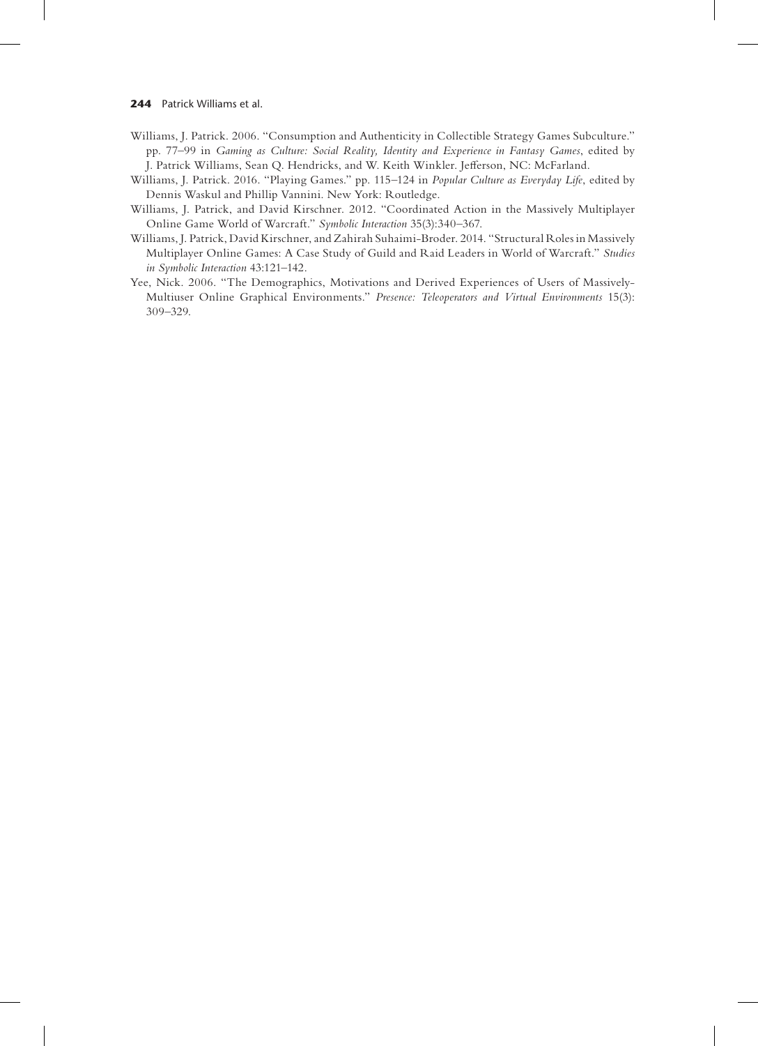Williams, J. Patrick. 2006. "Consumption and Authenticity in Collectible Strategy Games Subculture." pp. 77–99 in *Gaming as Culture: Social Reality, Identity and Experience in Fantasy Games*, edited by J. Patrick Williams, Sean Q. Hendricks, and W. Keith Winkler. Jefferson, NC: McFarland.

Williams, J. Patrick. 2016. "Playing Games." pp. 115–124 in *Popular Culture as Everyday Life*, edited by Dennis Waskul and Phillip Vannini. New York: Routledge.

Williams, J. Patrick, and David Kirschner. 2012. "Coordinated Action in the Massively Multiplayer Online Game World of Warcraft." *Symbolic Interaction* 35(3):340–367.

Williams, J. Patrick, David Kirschner, and Zahirah Suhaimi-Broder. 2014. "Structural Roles in Massively Multiplayer Online Games: A Case Study of Guild and Raid Leaders in World of Warcraft." *Studies in Symbolic Interaction* 43:121–142.

Yee, Nick. 2006. "The Demographics, Motivations and Derived Experiences of Users of Massively-Multiuser Online Graphical Environments." *Presence: Teleoperators and Virtual Environments* 15(3): 309–329.